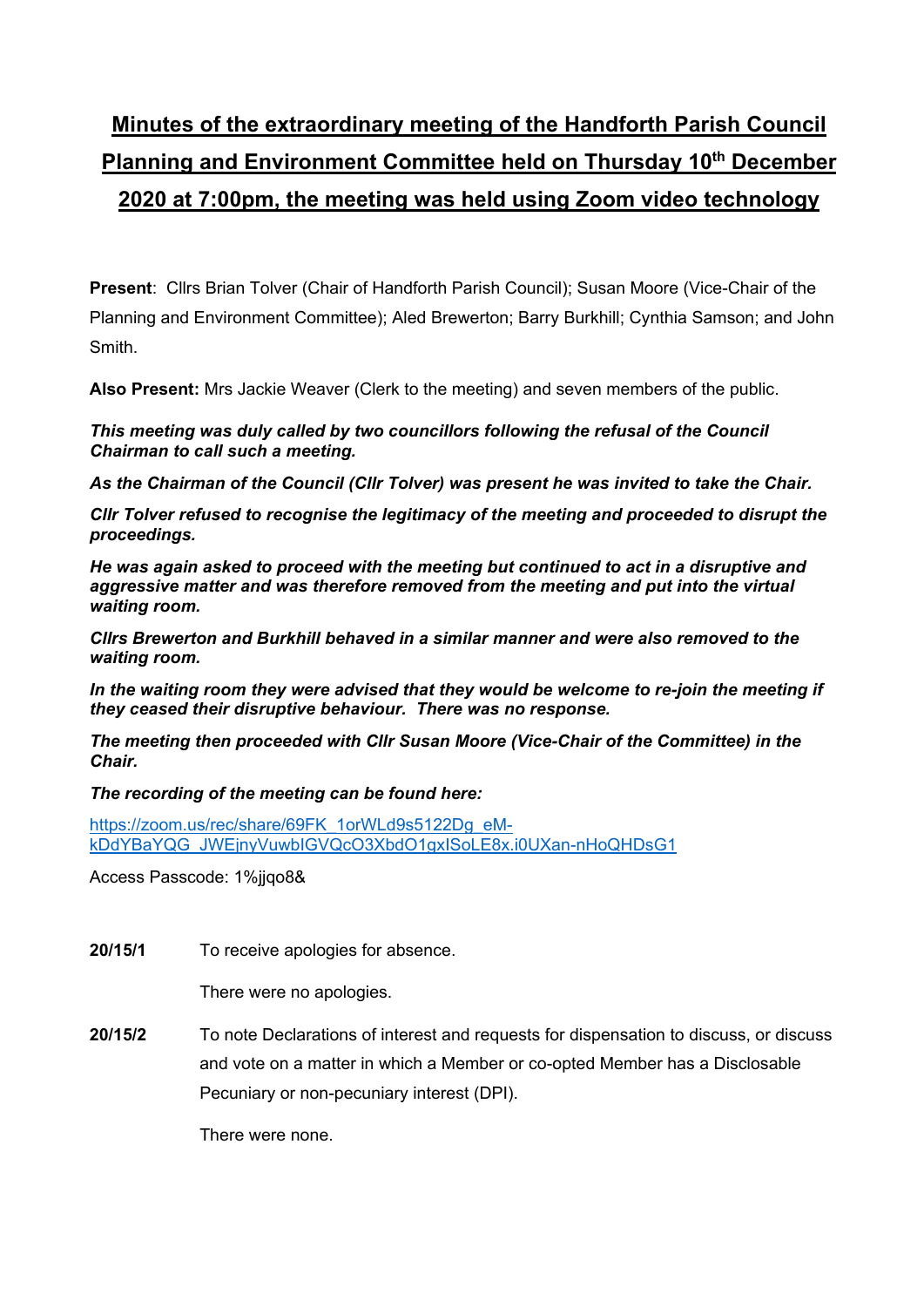# Minutes of the extraordinary meeting of the Handforth Parish Council Planning and Environment Committee held on Thursday 10th December 2020 at 7:00pm, the meeting was held using Zoom video technology

**Present**: Cllrs Brian Tolver (Chair of Handforth Parish Council); Susan Moore (Vice-Chair of the Planning and Environment Committee); Aled Brewerton; Barry Burkhill; Cynthia Samson; and John Smith.

**Also Present:** Mrs Jackie Weaver (Clerk to the meeting) and seven members of the public.

***This meeting was duly called by two councillors following the refusal of the Council Chairman to call such a meeting.***

***As the Chairman of the Council (Cllr Tolver) was present he was invited to take the Chair.***

***Cllr Tolver refused to recognise the legitimacy of the meeting and proceeded to disrupt the proceedings.***

***He was again asked to proceed with the meeting but continued to act in a disruptive and aggressive matter and was therefore removed from the meeting and put into the virtual waiting room.***

***Cllrs Brewerton and Burkhill behaved in a similar manner and were also removed to the waiting room.***

***In the waiting room they were advised that they would be welcome to re-join the meeting if they ceased their disruptive behaviour. There was no response.***

***The meeting then proceeded with Cllr Susan Moore (Vice-Chair of the Committee) in the Chair.***

***The recording of the meeting can be found here:***

https://zoom.us/rec/share/69FK_1orWLd9s5122Dg_eM-kDdYBaYQG_JWEjnyVuwbIGVQcO3XbdO1gxISoLE8x.i0UXan-nHoQHDsG1

Access Passcode: 1%jjqo8&

**20/15/1** To receive apologies for absence.

There were no apologies.

**20/15/2** To note Declarations of interest and requests for dispensation to discuss, or discuss and vote on a matter in which a Member or co-opted Member has a Disclosable Pecuniary or non-pecuniary interest (DPI).

There were none.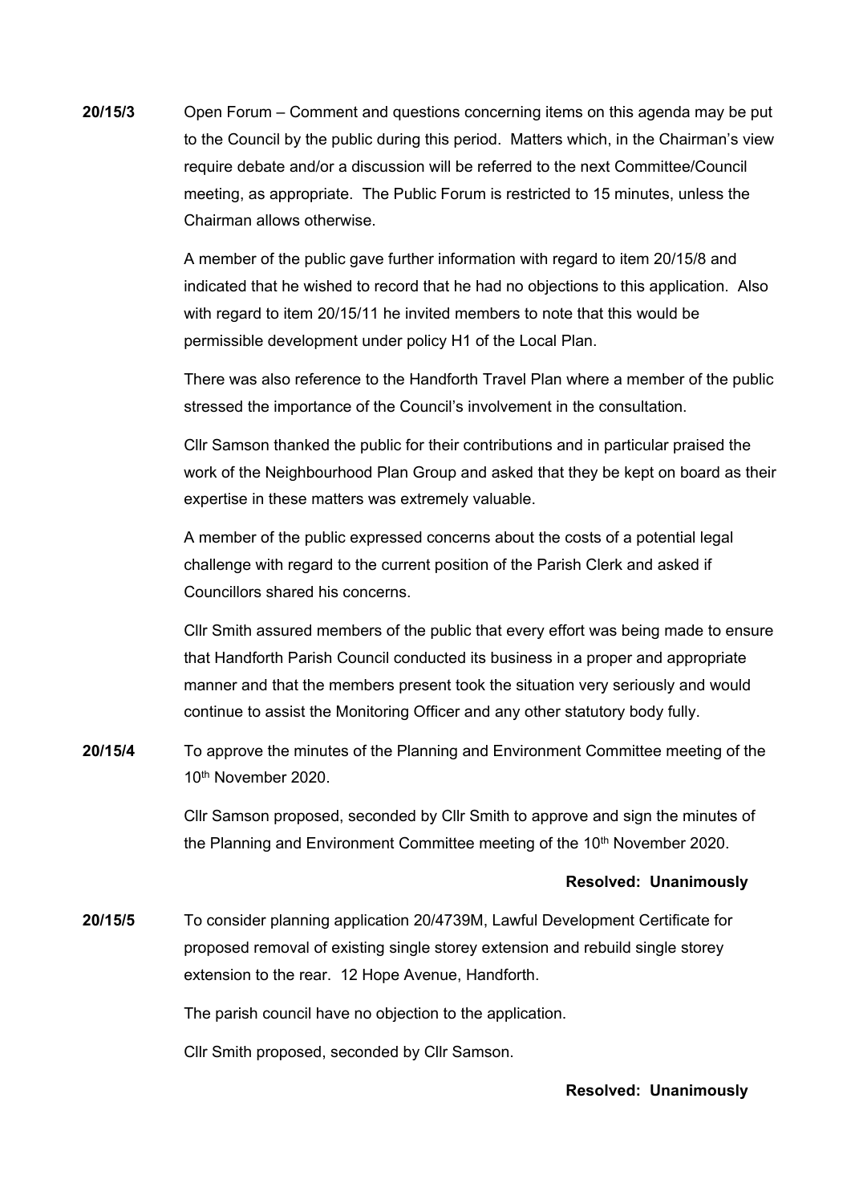**20/15/3** Open Forum – Comment and questions concerning items on this agenda may be put to the Council by the public during this period. Matters which, in the Chairman's view require debate and/or a discussion will be referred to the next Committee/Council meeting, as appropriate. The Public Forum is restricted to 15 minutes, unless the Chairman allows otherwise.

A member of the public gave further information with regard to item 20/15/8 and indicated that he wished to record that he had no objections to this application. Also with regard to item 20/15/11 he invited members to note that this would be permissible development under policy H1 of the Local Plan.

There was also reference to the Handforth Travel Plan where a member of the public stressed the importance of the Council's involvement in the consultation.

Cllr Samson thanked the public for their contributions and in particular praised the work of the Neighbourhood Plan Group and asked that they be kept on board as their expertise in these matters was extremely valuable.

A member of the public expressed concerns about the costs of a potential legal challenge with regard to the current position of the Parish Clerk and asked if Councillors shared his concerns.

Cllr Smith assured members of the public that every effort was being made to ensure that Handforth Parish Council conducted its business in a proper and appropriate manner and that the members present took the situation very seriously and would continue to assist the Monitoring Officer and any other statutory body fully.

**20/15/4** To approve the minutes of the Planning and Environment Committee meeting of the 10th November 2020.

Cllr Samson proposed, seconded by Cllr Smith to approve and sign the minutes of the Planning and Environment Committee meeting of the 10th November 2020.

**Resolved: Unanimously**

**20/15/5** To consider planning application 20/4739M, Lawful Development Certificate for proposed removal of existing single storey extension and rebuild single storey extension to the rear. 12 Hope Avenue, Handforth.

The parish council have no objection to the application.

Cllr Smith proposed, seconded by Cllr Samson.

**Resolved: Unanimously**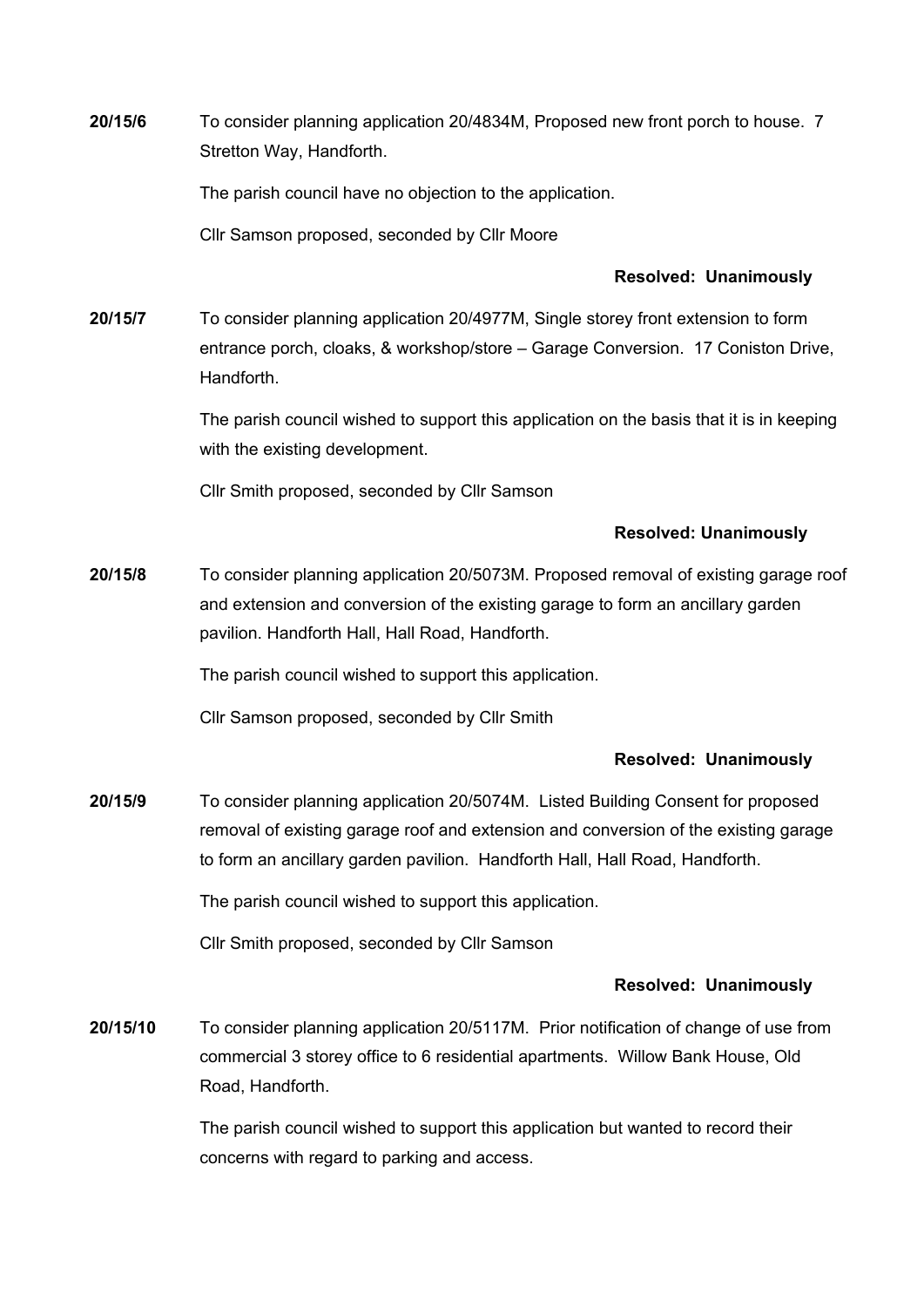**20/15/6** To consider planning application 20/4834M, Proposed new front porch to house. 7 Stretton Way, Handforth.

The parish council have no objection to the application.

Cllr Samson proposed, seconded by Cllr Moore

**Resolved: Unanimously**

**20/15/7** To consider planning application 20/4977M, Single storey front extension to form entrance porch, cloaks, & workshop/store – Garage Conversion. 17 Coniston Drive, Handforth.

The parish council wished to support this application on the basis that it is in keeping with the existing development.

Cllr Smith proposed, seconded by Cllr Samson

**Resolved: Unanimously**

**20/15/8** To consider planning application 20/5073M. Proposed removal of existing garage roof and extension and conversion of the existing garage to form an ancillary garden pavilion. Handforth Hall, Hall Road, Handforth.

The parish council wished to support this application.

Cllr Samson proposed, seconded by Cllr Smith

**Resolved: Unanimously**

**20/15/9** To consider planning application 20/5074M. Listed Building Consent for proposed removal of existing garage roof and extension and conversion of the existing garage to form an ancillary garden pavilion. Handforth Hall, Hall Road, Handforth.

The parish council wished to support this application.

Cllr Smith proposed, seconded by Cllr Samson

**Resolved: Unanimously**

**20/15/10** To consider planning application 20/5117M. Prior notification of change of use from commercial 3 storey office to 6 residential apartments. Willow Bank House, Old Road, Handforth.

The parish council wished to support this application but wanted to record their concerns with regard to parking and access.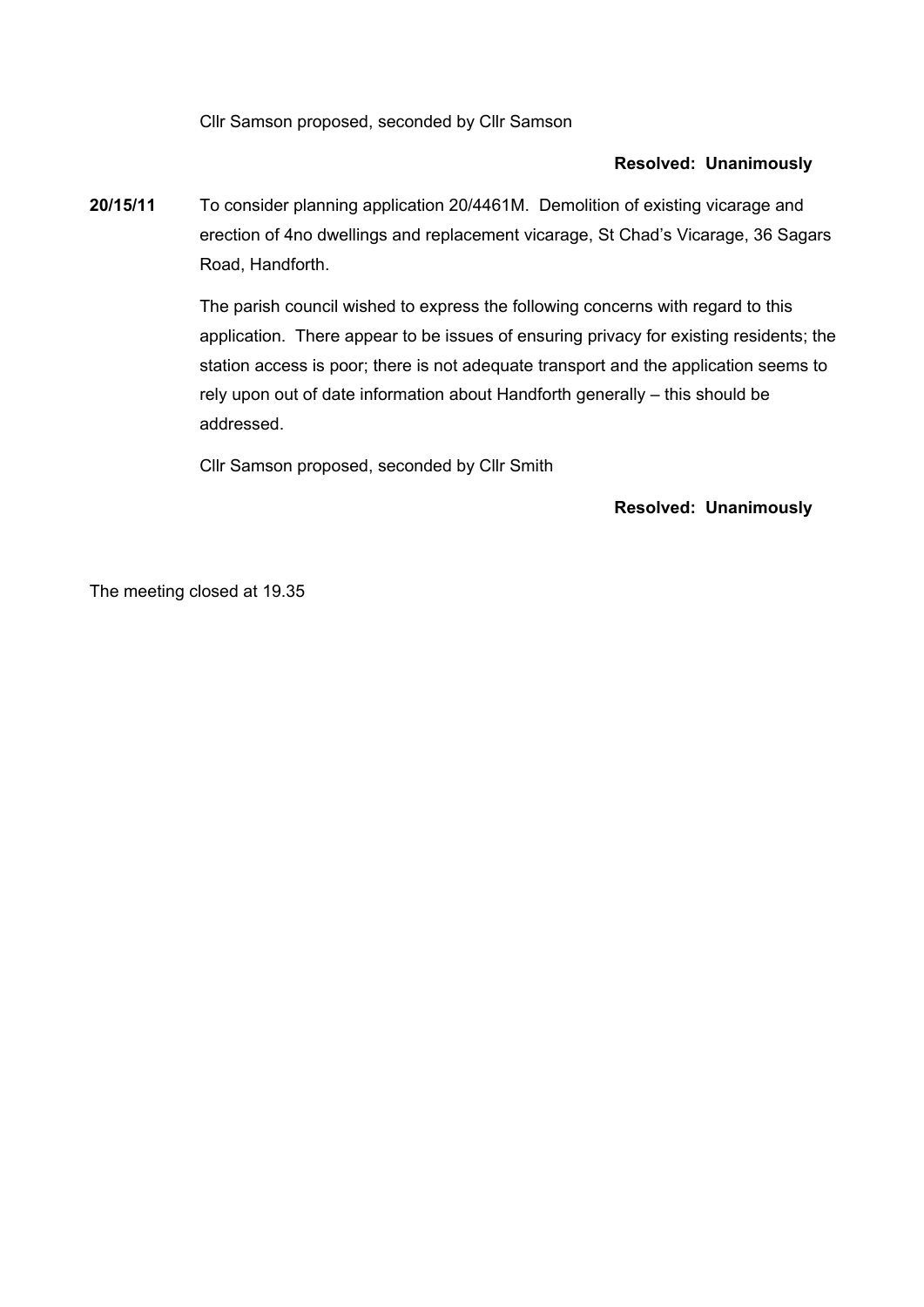Cllr Samson proposed, seconded by Cllr Samson

**Resolved: Unanimously**

**20/15/11** To consider planning application 20/4461M. Demolition of existing vicarage and erection of 4no dwellings and replacement vicarage, St Chad's Vicarage, 36 Sagars Road, Handforth.

The parish council wished to express the following concerns with regard to this application. There appear to be issues of ensuring privacy for existing residents; the station access is poor; there is not adequate transport and the application seems to rely upon out of date information about Handforth generally – this should be addressed.

Cllr Samson proposed, seconded by Cllr Smith

**Resolved: Unanimously**

The meeting closed at 19.35